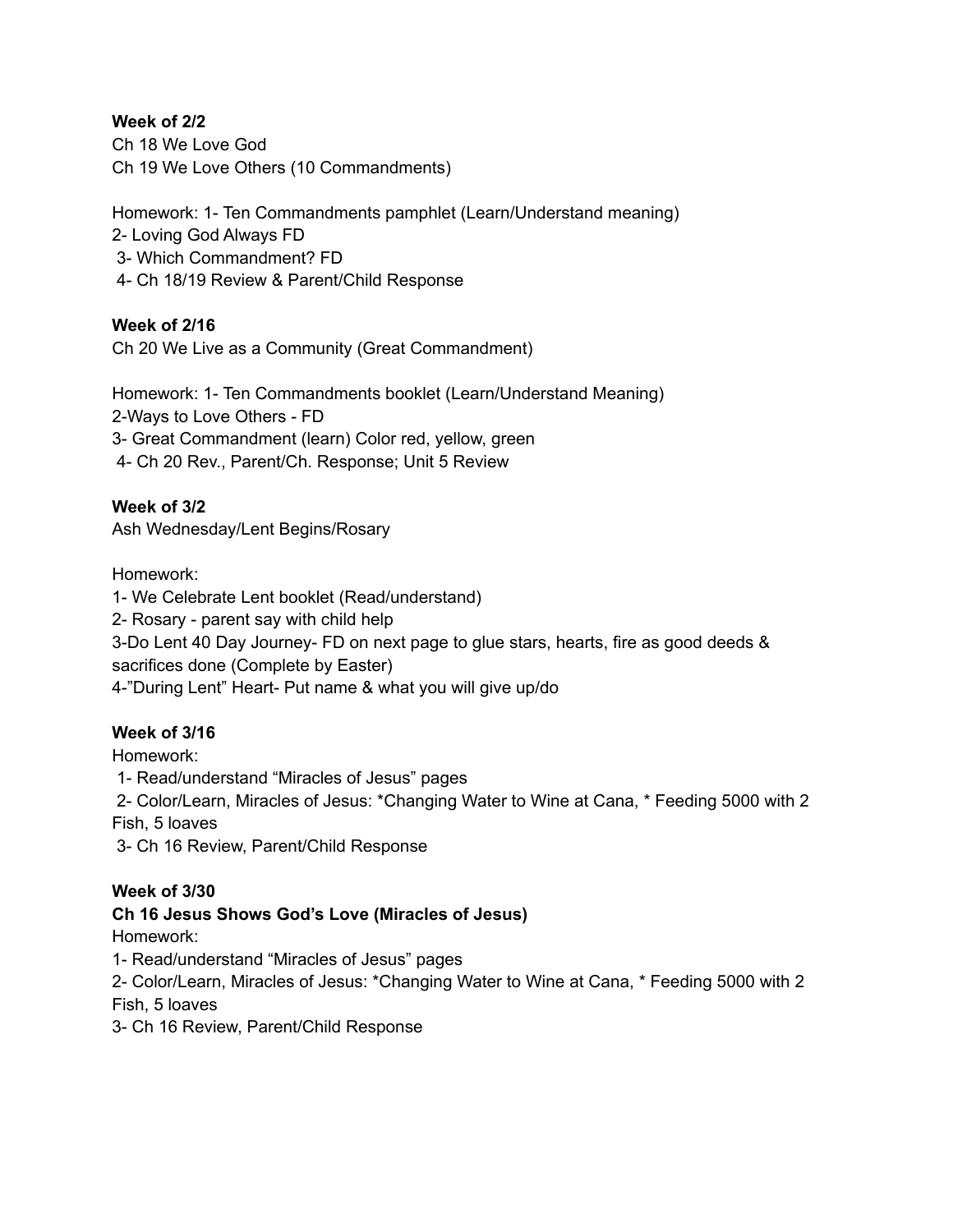**Week of 2/2**

Ch 18 We Love God

Ch 19 We Love Others (10 Commandments)

Homework: 1- Ten Commandments pamphlet (Learn/Understand meaning)

2- Loving God Always FD

3- Which Commandment? FD

4- Ch 18/19 Review & Parent/Child Response

**Week of 2/16**

Ch 20 We Live as a Community (Great Commandment)

Homework: 1- Ten Commandments booklet (Learn/Understand Meaning)

2-Ways to Love Others - FD

3- Great Commandment (learn) Color red, yellow, green

4- Ch 20 Rev., Parent/Ch. Response; Unit 5 Review

**Week of 3/2**

Ash Wednesday/Lent Begins/Rosary

Homework:

1- We Celebrate Lent booklet (Read/understand)

2- Rosary - parent say with child help

3-Do Lent 40 Day Journey- FD on next page to glue stars, hearts, fire as good deeds & sacrifices done (Complete by Easter)

4-"During Lent" Heart- Put name & what you will give up/do

**Week of 3/16**

Homework:

1- Read/understand "Miracles of Jesus" pages

2- Color/Learn, Miracles of Jesus: *Changing Water to Wine at Cana, * Feeding 5000 with 2 Fish, 5 loaves

3- Ch 16 Review, Parent/Child Response

**Week of 3/30**

**Ch 16 Jesus Shows God's Love (Miracles of Jesus)**

Homework:

1- Read/understand "Miracles of Jesus" pages

2- Color/Learn, Miracles of Jesus: *Changing Water to Wine at Cana, * Feeding 5000 with 2 Fish, 5 loaves

3- Ch 16 Review, Parent/Child Response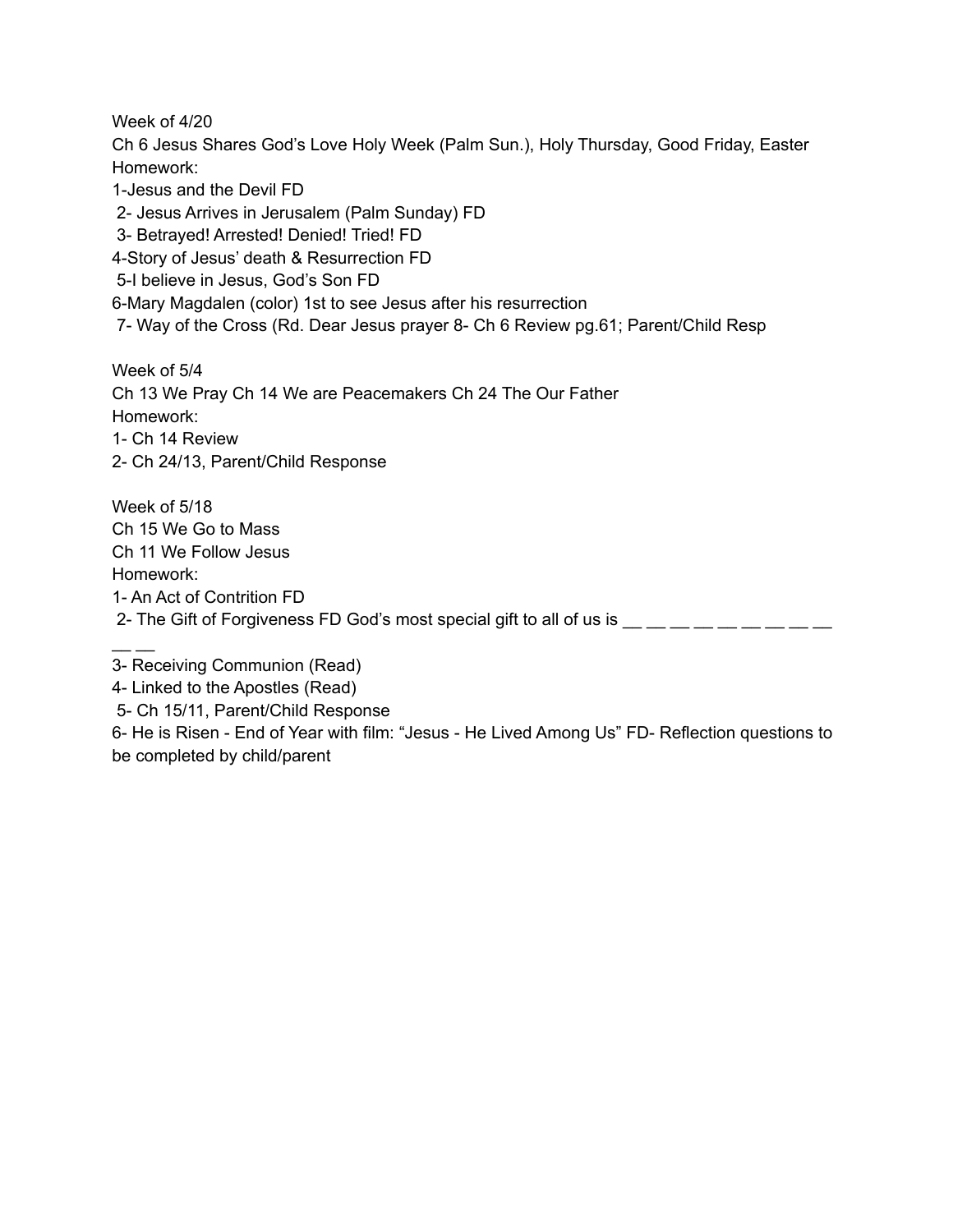Week of 4/20

Ch 6 Jesus Shares God's Love Holy Week (Palm Sun.), Holy Thursday, Good Friday, Easter

Homework:

1-Jesus and the Devil FD

2- Jesus Arrives in Jerusalem (Palm Sunday) FD

3- Betrayed! Arrested! Denied! Tried! FD

4-Story of Jesus' death & Resurrection FD

5-I believe in Jesus, God's Son FD

6-Mary Magdalen (color) 1st to see Jesus after his resurrection

7- Way of the Cross (Rd. Dear Jesus prayer 8- Ch 6 Review pg.61; Parent/Child Resp

Week of 5/4

Ch 13 We Pray Ch 14 We are Peacemakers Ch 24 The Our Father

Homework:

1- Ch 14 Review

2- Ch 24/13, Parent/Child Response

Week of 5/18

Ch 15 We Go to Mass

Ch 11 We Follow Jesus

Homework:

1- An Act of Contrition FD

2- The Gift of Forgiveness FD God's most special gift to all of us is __ __ __ __ __ __ __ __ __ __ __

3- Receiving Communion (Read)

4- Linked to the Apostles (Read)

5- Ch 15/11, Parent/Child Response

6- He is Risen - End of Year with film: "Jesus - He Lived Among Us" FD- Reflection questions to be completed by child/parent